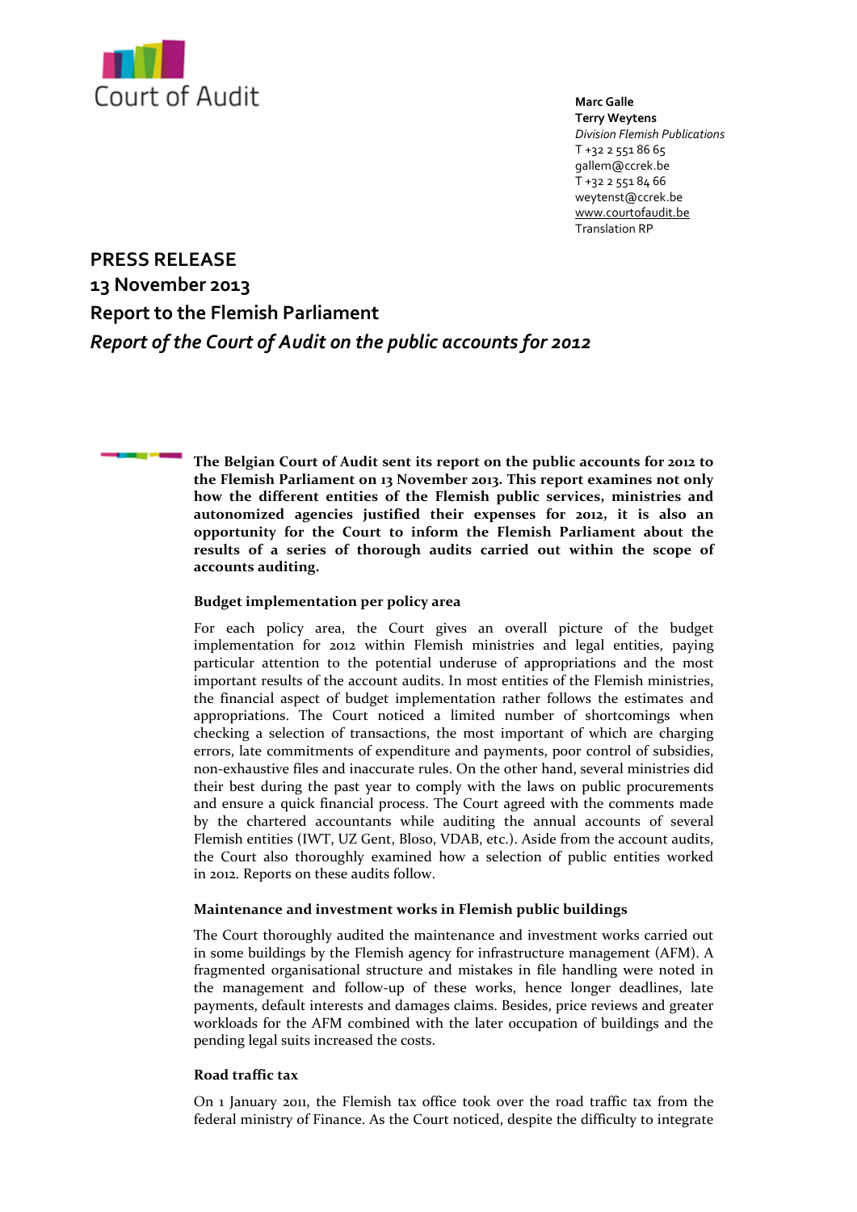Court of Audit

**Marc Galle**
**Terry Weytens**
*Division Flemish Publications*
T +32 2 551 86 65
gallem@ccrek.be
T +32 2 551 84 66
weytenst@ccrek.be
www.courtofaudit.be
Translation RP

# PRESS RELEASE

## 13 November 2013

## Report to the Flemish Parliament

## *Report of the Court of Audit on the public accounts for 2012*

**The Belgian Court of Audit sent its report on the public accounts for 2012 to the Flemish Parliament on 13 November 2013. This report examines not only how the different entities of the Flemish public services, ministries and autonomized agencies justified their expenses for 2012, it is also an opportunity for the Court to inform the Flemish Parliament about the results of a series of thorough audits carried out within the scope of accounts auditing.**

### Budget implementation per policy area

For each policy area, the Court gives an overall picture of the budget implementation for 2012 within Flemish ministries and legal entities, paying particular attention to the potential underuse of appropriations and the most important results of the account audits. In most entities of the Flemish ministries, the financial aspect of budget implementation rather follows the estimates and appropriations. The Court noticed a limited number of shortcomings when checking a selection of transactions, the most important of which are charging errors, late commitments of expenditure and payments, poor control of subsidies, non-exhaustive files and inaccurate rules. On the other hand, several ministries did their best during the past year to comply with the laws on public procurements and ensure a quick financial process. The Court agreed with the comments made by the chartered accountants while auditing the annual accounts of several Flemish entities (IWT, UZ Gent, Bloso, VDAB, etc.). Aside from the account audits, the Court also thoroughly examined how a selection of public entities worked in 2012. Reports on these audits follow.

### Maintenance and investment works in Flemish public buildings

The Court thoroughly audited the maintenance and investment works carried out in some buildings by the Flemish agency for infrastructure management (AFM). A fragmented organisational structure and mistakes in file handling were noted in the management and follow-up of these works, hence longer deadlines, late payments, default interests and damages claims. Besides, price reviews and greater workloads for the AFM combined with the later occupation of buildings and the pending legal suits increased the costs.

### Road traffic tax

On 1 January 2011, the Flemish tax office took over the road traffic tax from the federal ministry of Finance. As the Court noticed, despite the difficulty to integrate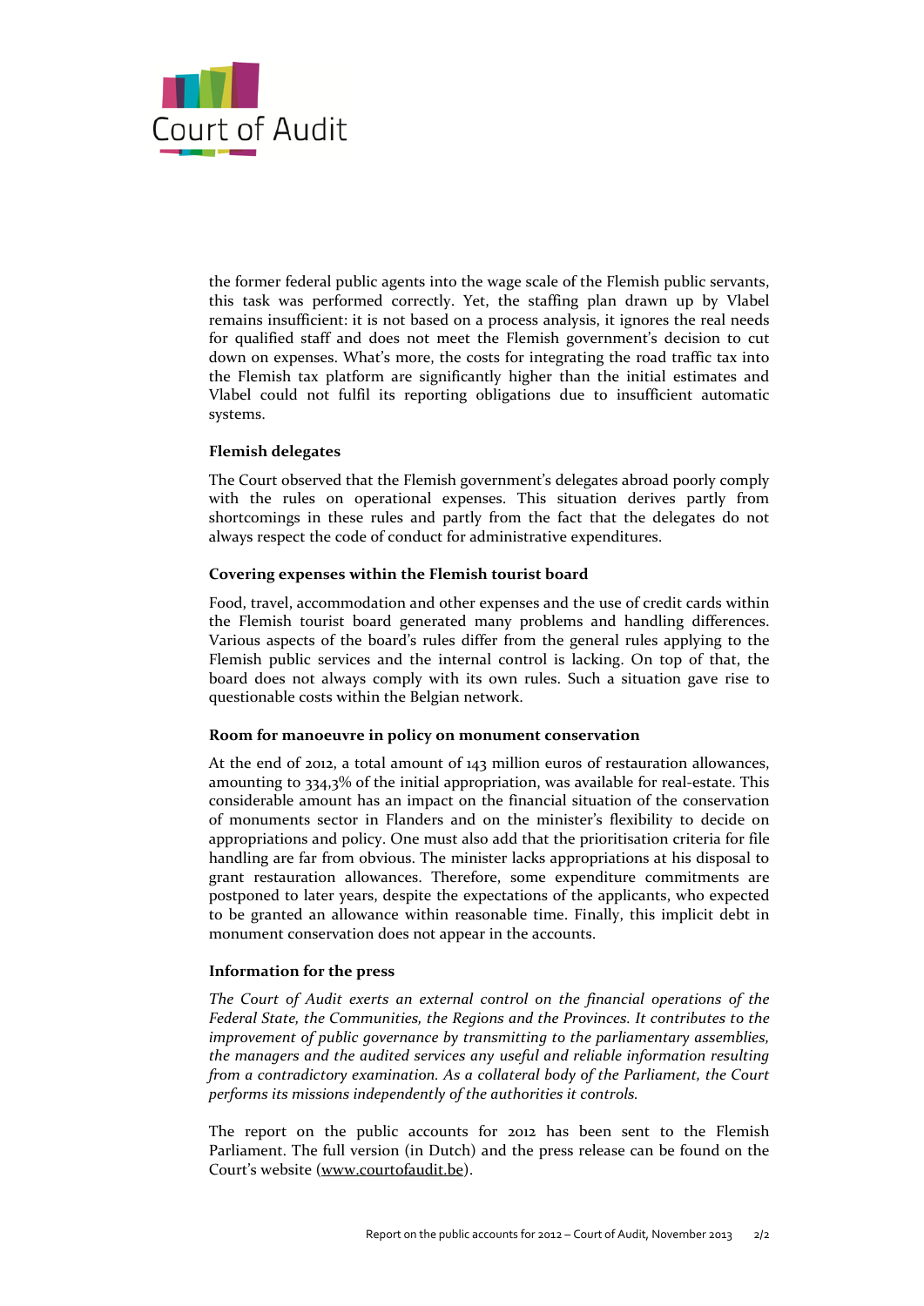the former federal public agents into the wage scale of the Flemish public servants, this task was performed correctly. Yet, the staffing plan drawn up by Vlabel remains insufficient: it is not based on a process analysis, it ignores the real needs for qualified staff and does not meet the Flemish government's decision to cut down on expenses. What's more, the costs for integrating the road traffic tax into the Flemish tax platform are significantly higher than the initial estimates and Vlabel could not fulfil its reporting obligations due to insufficient automatic systems.

**Flemish delegates**

The Court observed that the Flemish government's delegates abroad poorly comply with the rules on operational expenses. This situation derives partly from shortcomings in these rules and partly from the fact that the delegates do not always respect the code of conduct for administrative expenditures.

**Covering expenses within the Flemish tourist board**

Food, travel, accommodation and other expenses and the use of credit cards within the Flemish tourist board generated many problems and handling differences. Various aspects of the board's rules differ from the general rules applying to the Flemish public services and the internal control is lacking. On top of that, the board does not always comply with its own rules. Such a situation gave rise to questionable costs within the Belgian network.

**Room for manoeuvre in policy on monument conservation**

At the end of 2012, a total amount of 143 million euros of restauration allowances, amounting to 334,3% of the initial appropriation, was available for real-estate. This considerable amount has an impact on the financial situation of the conservation of monuments sector in Flanders and on the minister's flexibility to decide on appropriations and policy. One must also add that the prioritisation criteria for file handling are far from obvious. The minister lacks appropriations at his disposal to grant restauration allowances. Therefore, some expenditure commitments are postponed to later years, despite the expectations of the applicants, who expected to be granted an allowance within reasonable time. Finally, this implicit debt in monument conservation does not appear in the accounts.

**Information for the press**

*The Court of Audit exerts an external control on the financial operations of the Federal State, the Communities, the Regions and the Provinces. It contributes to the improvement of public governance by transmitting to the parliamentary assemblies, the managers and the audited services any useful and reliable information resulting from a contradictory examination. As a collateral body of the Parliament, the Court performs its missions independently of the authorities it controls.*

The report on the public accounts for 2012 has been sent to the Flemish Parliament. The full version (in Dutch) and the press release can be found on the Court's website (www.courtofaudit.be).